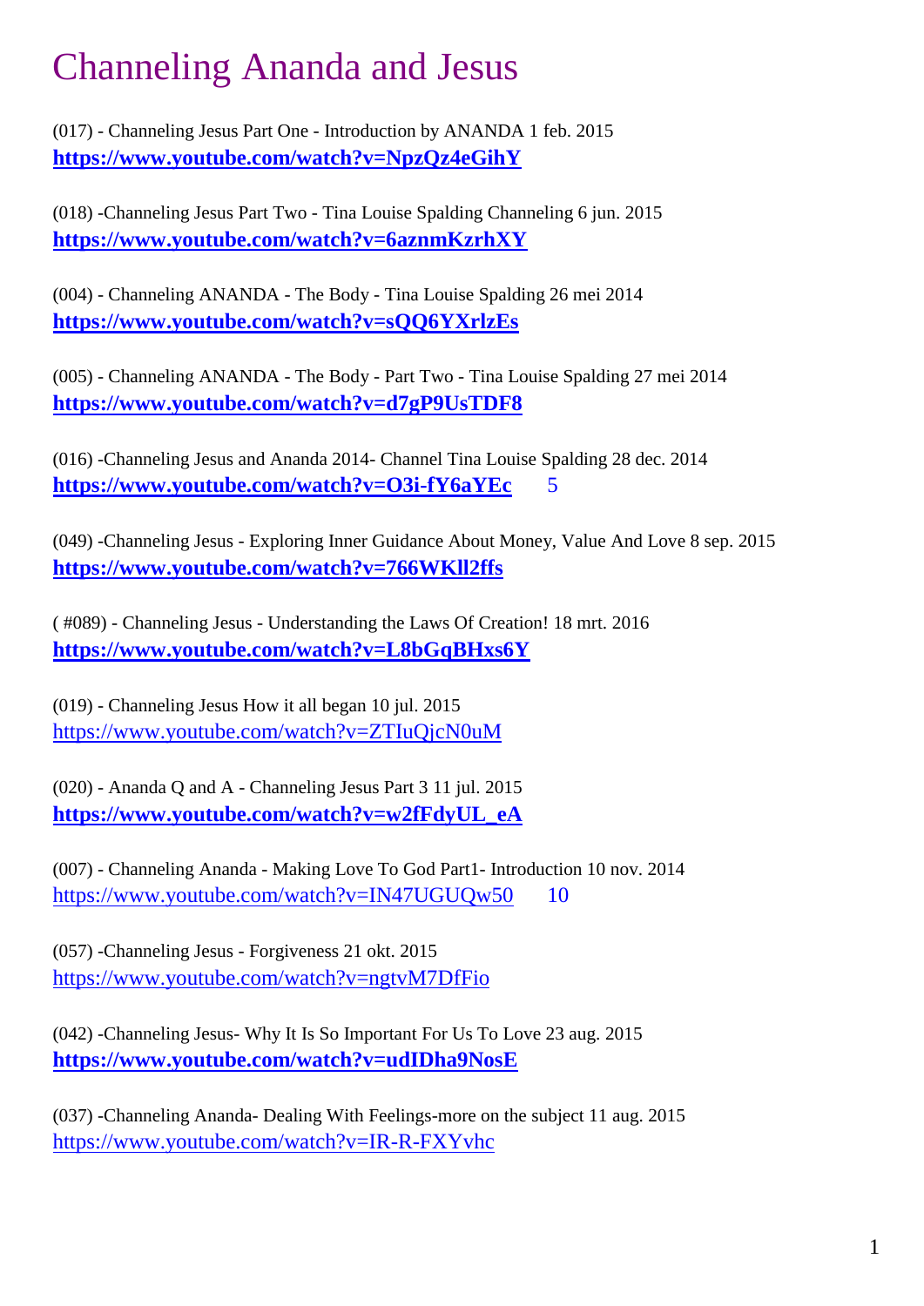# Channeling Ananda and Jesus

(017) - Channeling Jesus Part One - Introduction by ANANDA 1 feb. 2015
**https://www.youtube.com/watch?v=NpzQz4eGihY**

(018) -Channeling Jesus Part Two - Tina Louise Spalding Channeling 6 jun. 2015
**https://www.youtube.com/watch?v=6aznmKzrhXY**

(004) - Channeling ANANDA - The Body - Tina Louise Spalding 26 mei 2014
**https://www.youtube.com/watch?v=sQQ6YXrlzEs**

(005) - Channeling ANANDA - The Body - Part Two - Tina Louise Spalding 27 mei 2014
**https://www.youtube.com/watch?v=d7gP9UsTDF8**

(016) -Channeling Jesus and Ananda 2014- Channel Tina Louise Spalding 28 dec. 2014
**https://www.youtube.com/watch?v=O3i-fY6aYEc** 5

(049) -Channeling Jesus - Exploring Inner Guidance About Money, Value And Love 8 sep. 2015
**https://www.youtube.com/watch?v=766WKll2ffs**

( #089) - Channeling Jesus - Understanding the Laws Of Creation! 18 mrt. 2016
**https://www.youtube.com/watch?v=L8bGqBHxs6Y**

(019) - Channeling Jesus How it all began 10 jul. 2015
https://www.youtube.com/watch?v=ZTIuQjcN0uM

(020) - Ananda Q and A - Channeling Jesus Part 3 11 jul. 2015
**https://www.youtube.com/watch?v=w2fFdyUL_eA**

(007) - Channeling Ananda - Making Love To God Part1- Introduction 10 nov. 2014
https://www.youtube.com/watch?v=IN47UGUQw50 10

(057) -Channeling Jesus - Forgiveness 21 okt. 2015
https://www.youtube.com/watch?v=ngtvM7DfFio

(042) -Channeling Jesus- Why It Is So Important For Us To Love 23 aug. 2015
**https://www.youtube.com/watch?v=udIDha9NosE**

(037) -Channeling Ananda- Dealing With Feelings-more on the subject 11 aug. 2015
https://www.youtube.com/watch?v=IR-R-FXYvhc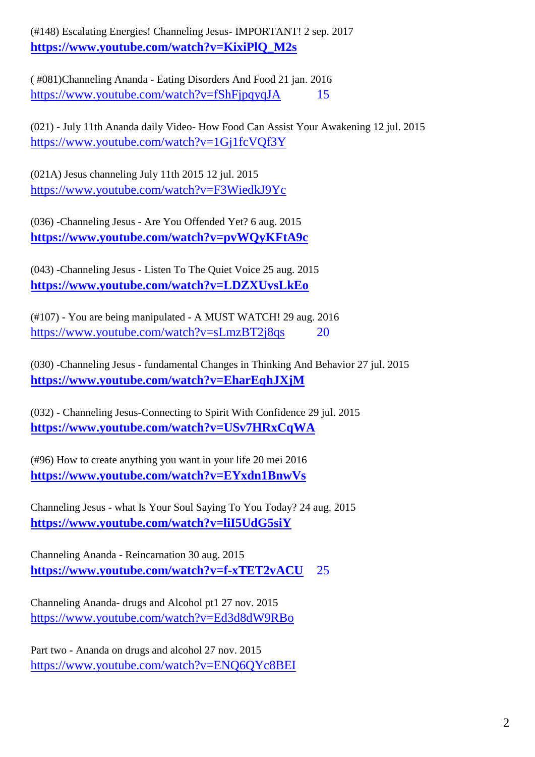(#148) Escalating Energies! Channeling Jesus- IMPORTANT! 2 sep. 2017
**https://www.youtube.com/watch?v=KixiPlQ_M2s**

( #081)Channeling Ananda - Eating Disorders And Food 21 jan. 2016
https://www.youtube.com/watch?v=fShFjpqyqJA 15

(021) - July 11th Ananda daily Video- How Food Can Assist Your Awakening 12 jul. 2015
https://www.youtube.com/watch?v=1Gj1fcVQf3Y

(021A) Jesus channeling July 11th 2015 12 jul. 2015
https://www.youtube.com/watch?v=F3WiedkJ9Yc

(036) -Channeling Jesus - Are You Offended Yet? 6 aug. 2015
**https://www.youtube.com/watch?v=pvWQyKFtA9c**

(043) -Channeling Jesus - Listen To The Quiet Voice 25 aug. 2015
**https://www.youtube.com/watch?v=LDZXUvsLkEo**

(#107) - You are being manipulated - A MUST WATCH! 29 aug. 2016
https://www.youtube.com/watch?v=sLmzBT2j8qs 20

(030) -Channeling Jesus - fundamental Changes in Thinking And Behavior 27 jul. 2015
**https://www.youtube.com/watch?v=EharEqhJXjM**

(032) - Channeling Jesus-Connecting to Spirit With Confidence 29 jul. 2015
**https://www.youtube.com/watch?v=USv7HRxCqWA**

(#96) How to create anything you want in your life 20 mei 2016
**https://www.youtube.com/watch?v=EYxdn1BnwVs**

Channeling Jesus - what Is Your Soul Saying To You Today? 24 aug. 2015
**https://www.youtube.com/watch?v=liI5UdG5siY**

Channeling Ananda - Reincarnation 30 aug. 2015
**https://www.youtube.com/watch?v=f-xTET2vACU** 25

Channeling Ananda- drugs and Alcohol pt1 27 nov. 2015
https://www.youtube.com/watch?v=Ed3d8dW9RBo

Part two - Ananda on drugs and alcohol 27 nov. 2015
https://www.youtube.com/watch?v=ENQ6QYc8BEI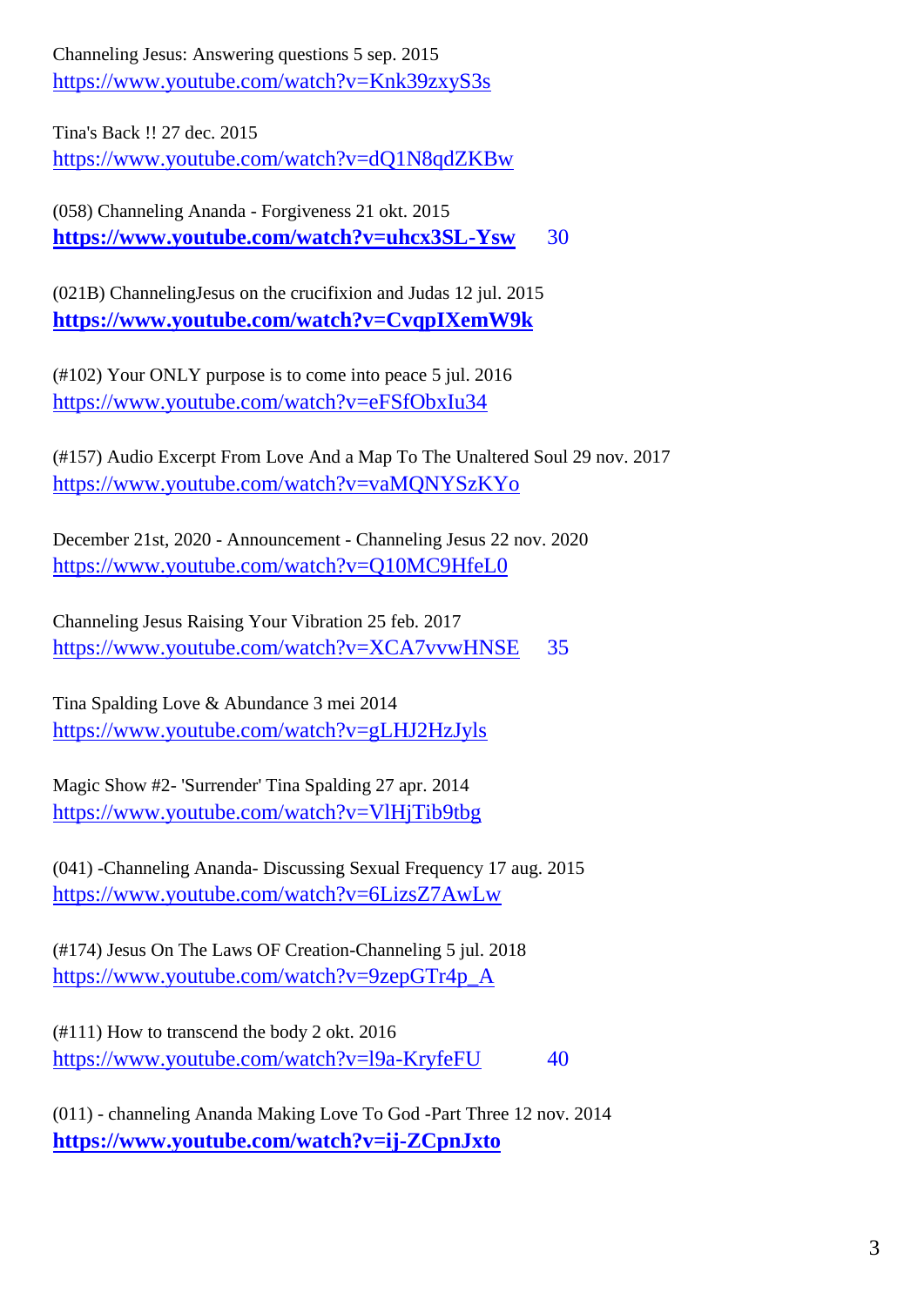Channeling Jesus: Answering questions 5 sep. 2015
https://www.youtube.com/watch?v=Knk39zxyS3s

Tina's Back !! 27 dec. 2015
https://www.youtube.com/watch?v=dQ1N8qdZKBw

(058) Channeling Ananda - Forgiveness 21 okt. 2015
**https://www.youtube.com/watch?v=uhcx3SL-Ysw** 30

(021B) ChannelingJesus on the crucifixion and Judas 12 jul. 2015
**https://www.youtube.com/watch?v=CvqpIXemW9k**

(#102) Your ONLY purpose is to come into peace 5 jul. 2016
https://www.youtube.com/watch?v=eFSfObxIu34

(#157) Audio Excerpt From Love And a Map To The Unaltered Soul 29 nov. 2017
https://www.youtube.com/watch?v=vaMQNYSzKYo

December 21st, 2020 - Announcement - Channeling Jesus 22 nov. 2020
https://www.youtube.com/watch?v=Q10MC9HfeL0

Channeling Jesus Raising Your Vibration 25 feb. 2017
https://www.youtube.com/watch?v=XCA7vvwHNSE 35

Tina Spalding Love & Abundance 3 mei 2014
https://www.youtube.com/watch?v=gLHJ2HzJyls

Magic Show #2- 'Surrender' Tina Spalding 27 apr. 2014
https://www.youtube.com/watch?v=VlHjTib9tbg

(041) -Channeling Ananda- Discussing Sexual Frequency 17 aug. 2015
https://www.youtube.com/watch?v=6LizsZ7AwLw

(#174) Jesus On The Laws OF Creation-Channeling 5 jul. 2018
https://www.youtube.com/watch?v=9zepGTr4p_A

(#111) How to transcend the body 2 okt. 2016
https://www.youtube.com/watch?v=l9a-KryfeFU 40

(011) - channeling Ananda Making Love To God -Part Three 12 nov. 2014
**https://www.youtube.com/watch?v=ij-ZCpnJxto**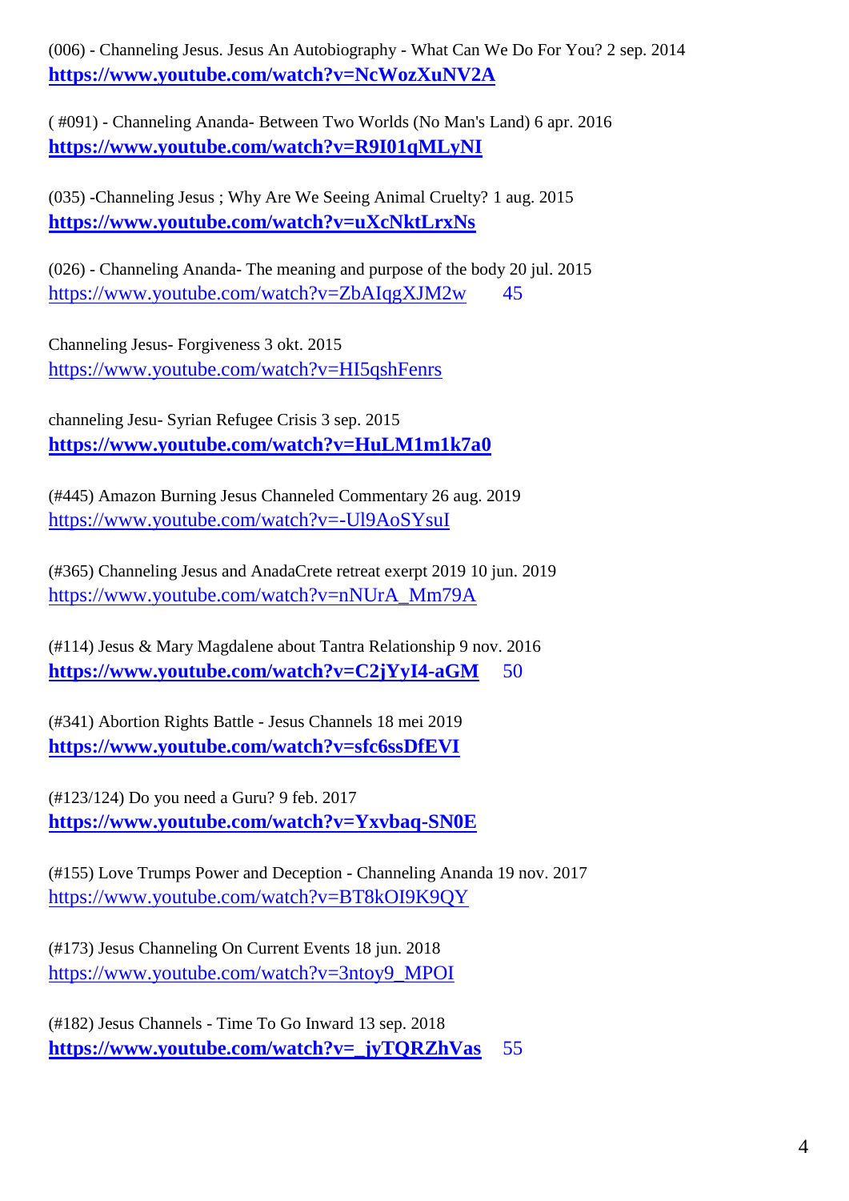(006) - Channeling Jesus. Jesus An Autobiography - What Can We Do For You? 2 sep. 2014
**https://www.youtube.com/watch?v=NcWozXuNV2A**

( #091) - Channeling Ananda- Between Two Worlds (No Man's Land) 6 apr. 2016
**https://www.youtube.com/watch?v=R9I01qMLyNI**

(035) -Channeling Jesus ; Why Are We Seeing Animal Cruelty? 1 aug. 2015
**https://www.youtube.com/watch?v=uXcNktLrxNs**

(026) - Channeling Ananda- The meaning and purpose of the body 20 jul. 2015
https://www.youtube.com/watch?v=ZbAIqgXJM2w 45

Channeling Jesus- Forgiveness 3 okt. 2015
https://www.youtube.com/watch?v=HI5qshFenrs

channeling Jesu- Syrian Refugee Crisis 3 sep. 2015
**https://www.youtube.com/watch?v=HuLM1m1k7a0**

(#445) Amazon Burning Jesus Channeled Commentary 26 aug. 2019
https://www.youtube.com/watch?v=-Ul9AoSYsuI

(#365) Channeling Jesus and AnadaCrete retreat exerpt 2019 10 jun. 2019
https://www.youtube.com/watch?v=nNUrA_Mm79A

(#114) Jesus & Mary Magdalene about Tantra Relationship 9 nov. 2016
**https://www.youtube.com/watch?v=C2jYyI4-aGM** 50

(#341) Abortion Rights Battle - Jesus Channels 18 mei 2019
**https://www.youtube.com/watch?v=sfc6ssDfEVI**

(#123/124) Do you need a Guru? 9 feb. 2017
**https://www.youtube.com/watch?v=Yxvbaq-SN0E**

(#155) Love Trumps Power and Deception - Channeling Ananda 19 nov. 2017
https://www.youtube.com/watch?v=BT8kOI9K9QY

(#173) Jesus Channeling On Current Events 18 jun. 2018
https://www.youtube.com/watch?v=3ntoy9_MPOI

(#182) Jesus Channels - Time To Go Inward 13 sep. 2018
**https://www.youtube.com/watch?v=_jyTQRZhVas** 55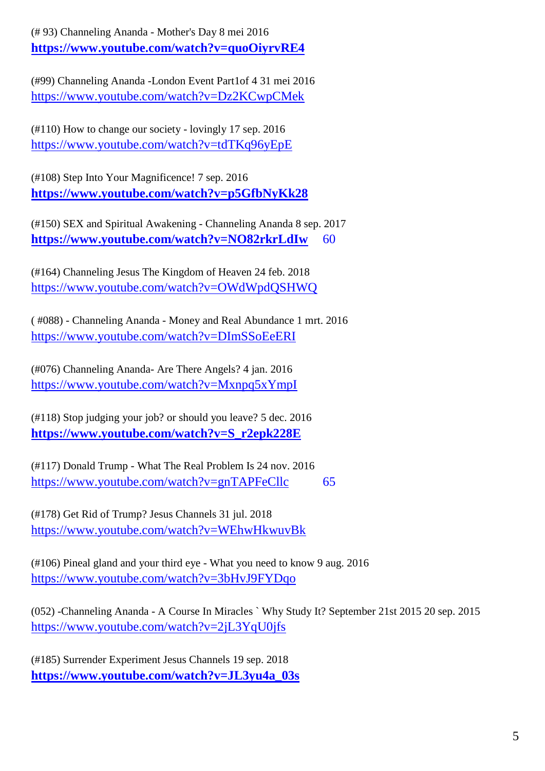(# 93) Channeling Ananda - Mother's Day 8 mei 2016
**https://www.youtube.com/watch?v=quoOiyrvRE4**

(#99) Channeling Ananda -London Event Part1of 4 31 mei 2016
https://www.youtube.com/watch?v=Dz2KCwpCMek

(#110) How to change our society - lovingly 17 sep. 2016
https://www.youtube.com/watch?v=tdTKq96yEpE

(#108) Step Into Your Magnificence! 7 sep. 2016
**https://www.youtube.com/watch?v=p5GfbNyKk28**

(#150) SEX and Spiritual Awakening - Channeling Ananda 8 sep. 2017
**https://www.youtube.com/watch?v=NO82rkrLdIw** 60

(#164) Channeling Jesus The Kingdom of Heaven 24 feb. 2018
https://www.youtube.com/watch?v=OWdWpdQSHWQ

( #088) - Channeling Ananda - Money and Real Abundance 1 mrt. 2016
https://www.youtube.com/watch?v=DImSSoEeERI

(#076) Channeling Ananda- Are There Angels? 4 jan. 2016
https://www.youtube.com/watch?v=Mxnpq5xYmpI

(#118) Stop judging your job? or should you leave? 5 dec. 2016
**https://www.youtube.com/watch?v=S_r2epk228E**

(#117) Donald Trump - What The Real Problem Is 24 nov. 2016
https://www.youtube.com/watch?v=gnTAPFeCllc 65

(#178) Get Rid of Trump? Jesus Channels 31 jul. 2018
https://www.youtube.com/watch?v=WEhwHkwuvBk

(#106) Pineal gland and your third eye - What you need to know 9 aug. 2016
https://www.youtube.com/watch?v=3bHvJ9FYDqo

(052) -Channeling Ananda - A Course In Miracles ` Why Study It? September 21st 2015 20 sep. 2015
https://www.youtube.com/watch?v=2jL3YqU0jfs

(#185) Surrender Experiment Jesus Channels 19 sep. 2018
**https://www.youtube.com/watch?v=JL3yu4a_03s**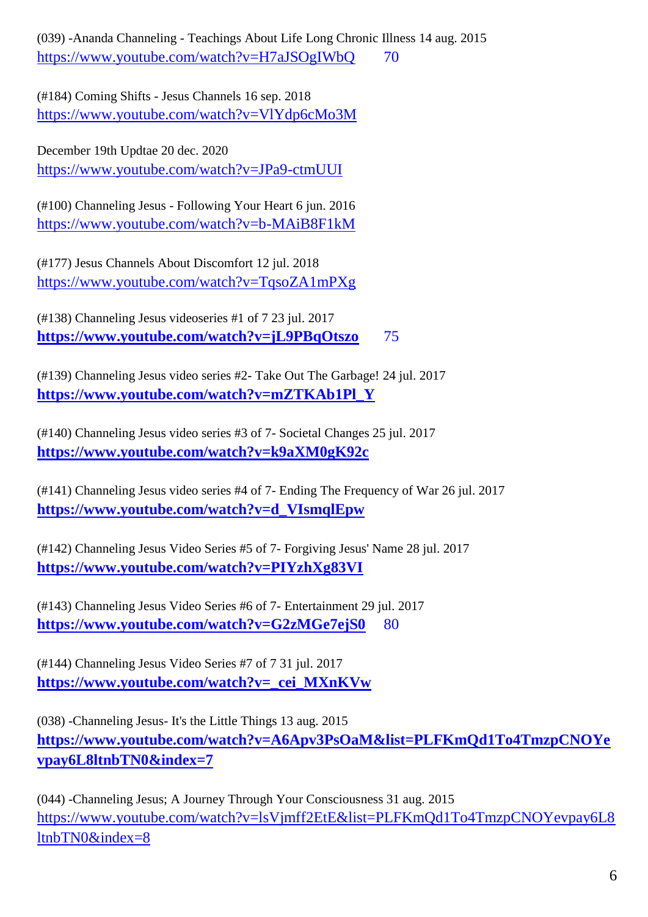(039) -Ananda Channeling - Teachings About Life Long Chronic Illness 14 aug. 2015
https://www.youtube.com/watch?v=H7aJSOgIWbQ 70

(#184) Coming Shifts - Jesus Channels 16 sep. 2018
https://www.youtube.com/watch?v=VlYdp6cMo3M

December 19th Updtae 20 dec. 2020
https://www.youtube.com/watch?v=JPa9-ctmUUI

(#100) Channeling Jesus - Following Your Heart 6 jun. 2016
https://www.youtube.com/watch?v=b-MAiB8F1kM

(#177) Jesus Channels About Discomfort 12 jul. 2018
https://www.youtube.com/watch?v=TqsoZA1mPXg

(#138) Channeling Jesus videoseries #1 of 7 23 jul. 2017
**https://www.youtube.com/watch?v=jL9PBqOtszo** 75

(#139) Channeling Jesus video series #2- Take Out The Garbage! 24 jul. 2017
**https://www.youtube.com/watch?v=mZTKAb1Pl_Y**

(#140) Channeling Jesus video series #3 of 7- Societal Changes 25 jul. 2017
**https://www.youtube.com/watch?v=k9aXM0gK92c**

(#141) Channeling Jesus video series #4 of 7- Ending The Frequency of War 26 jul. 2017
**https://www.youtube.com/watch?v=d_VIsmqlEpw**

(#142) Channeling Jesus Video Series #5 of 7- Forgiving Jesus' Name 28 jul. 2017
**https://www.youtube.com/watch?v=PIYzhXg83VI**

(#143) Channeling Jesus Video Series #6 of 7- Entertainment 29 jul. 2017
**https://www.youtube.com/watch?v=G2zMGe7ejS0** 80

(#144) Channeling Jesus Video Series #7 of 7 31 jul. 2017
**https://www.youtube.com/watch?v=_cei_MXnKVw**

(038) -Channeling Jesus- It's the Little Things 13 aug. 2015
**https://www.youtube.com/watch?v=A6Apv3PsOaM&list=PLFKmQd1To4TmzpCNOYevpay6L8ltnbTN0&index=7**

(044) -Channeling Jesus; A Journey Through Your Consciousness 31 aug. 2015
https://www.youtube.com/watch?v=lsVjmff2EtE&list=PLFKmQd1To4TmzpCNOYevpay6L8ltnbTN0&index=8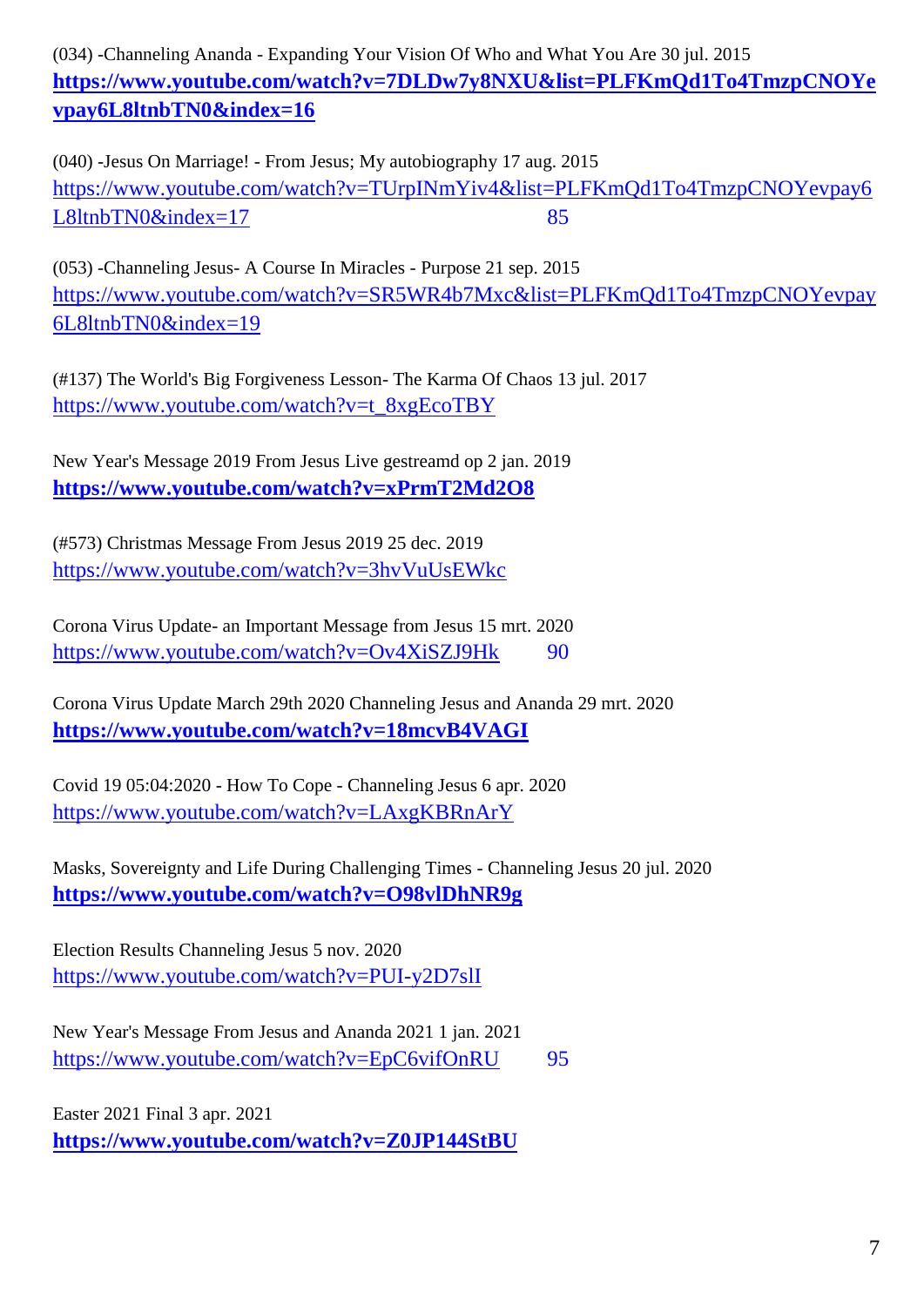(034) -Channeling Ananda - Expanding Your Vision Of Who and What You Are 30 jul. 2015
**https://www.youtube.com/watch?v=7DLDw7y8NXU&list=PLFKmQd1To4TmzpCNOYevpay6L8ltnbTN0&index=16**

(040) -Jesus On Marriage! - From Jesus; My autobiography 17 aug. 2015
https://www.youtube.com/watch?v=TUrpINmYiv4&list=PLFKmQd1To4TmzpCNOYevpay6L8ltnbTN0&index=17 85

(053) -Channeling Jesus- A Course In Miracles - Purpose 21 sep. 2015
https://www.youtube.com/watch?v=SR5WR4b7Mxc&list=PLFKmQd1To4TmzpCNOYevpay6L8ltnbTN0&index=19

(#137) The World's Big Forgiveness Lesson- The Karma Of Chaos 13 jul. 2017
https://www.youtube.com/watch?v=t_8xgEcoTBY

New Year's Message 2019 From Jesus Live gestreamd op 2 jan. 2019
**https://www.youtube.com/watch?v=xPrmT2Md2O8**

(#573) Christmas Message From Jesus 2019 25 dec. 2019
https://www.youtube.com/watch?v=3hvVuUsEWkc

Corona Virus Update- an Important Message from Jesus 15 mrt. 2020
https://www.youtube.com/watch?v=Ov4XiSZJ9Hk 90

Corona Virus Update March 29th 2020 Channeling Jesus and Ananda 29 mrt. 2020
**https://www.youtube.com/watch?v=18mcvB4VAGI**

Covid 19 05:04:2020 - How To Cope - Channeling Jesus 6 apr. 2020
https://www.youtube.com/watch?v=LAxgKBRnArY

Masks, Sovereignty and Life During Challenging Times - Channeling Jesus 20 jul. 2020
**https://www.youtube.com/watch?v=O98vlDhNR9g**

Election Results Channeling Jesus 5 nov. 2020
https://www.youtube.com/watch?v=PUI-y2D7slI

New Year's Message From Jesus and Ananda 2021 1 jan. 2021
https://www.youtube.com/watch?v=EpC6vifOnRU 95

Easter 2021 Final 3 apr. 2021
**https://www.youtube.com/watch?v=Z0JP144StBU**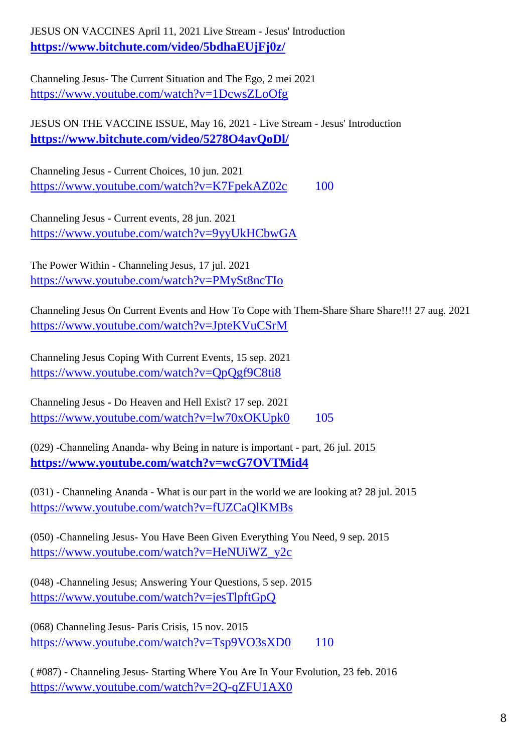JESUS ON VACCINES April 11, 2021 Live Stream - Jesus' Introduction
**https://www.bitchute.com/video/5bdhaEUjFj0z/**

Channeling Jesus- The Current Situation and The Ego, 2 mei 2021
https://www.youtube.com/watch?v=1DcwsZLoOfg

JESUS ON THE VACCINE ISSUE, May 16, 2021 - Live Stream - Jesus' Introduction
**https://www.bitchute.com/video/5278O4avQoDl/**

Channeling Jesus - Current Choices, 10 jun. 2021
https://www.youtube.com/watch?v=K7FpekAZ02c 100

Channeling Jesus - Current events, 28 jun. 2021
https://www.youtube.com/watch?v=9yyUkHCbwGA

The Power Within - Channeling Jesus, 17 jul. 2021
https://www.youtube.com/watch?v=PMySt8ncTIo

Channeling Jesus On Current Events and How To Cope with Them-Share Share Share!!! 27 aug. 2021
https://www.youtube.com/watch?v=JpteKVuCSrM

Channeling Jesus Coping With Current Events, 15 sep. 2021
https://www.youtube.com/watch?v=QpQgf9C8ti8

Channeling Jesus - Do Heaven and Hell Exist? 17 sep. 2021
https://www.youtube.com/watch?v=lw70xOKUpk0 105

(029) -Channeling Ananda- why Being in nature is important - part, 26 jul. 2015
**https://www.youtube.com/watch?v=wcG7OVTMid4**

(031) - Channeling Ananda - What is our part in the world we are looking at? 28 jul. 2015
https://www.youtube.com/watch?v=fUZCaQlKMBs

(050) -Channeling Jesus- You Have Been Given Everything You Need, 9 sep. 2015
https://www.youtube.com/watch?v=HeNUiWZ_y2c

(048) -Channeling Jesus; Answering Your Questions, 5 sep. 2015
https://www.youtube.com/watch?v=jesTlpftGpQ

(068) Channeling Jesus- Paris Crisis, 15 nov. 2015
https://www.youtube.com/watch?v=Tsp9VO3sXD0 110

( #087) - Channeling Jesus- Starting Where You Are In Your Evolution, 23 feb. 2016
https://www.youtube.com/watch?v=2Q-qZFU1AX0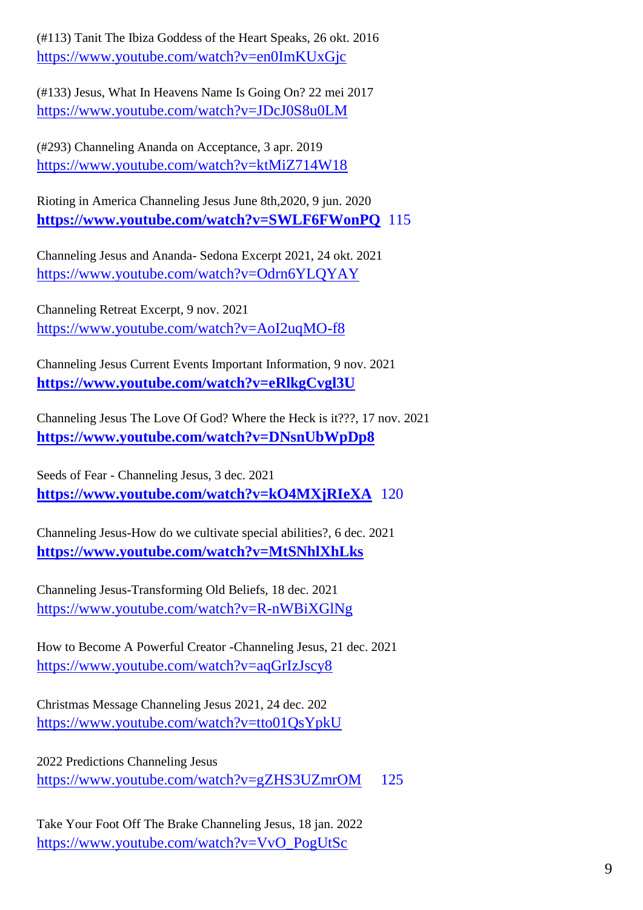(#113) Tanit The Ibiza Goddess of the Heart Speaks, 26 okt. 2016
https://www.youtube.com/watch?v=en0ImKUxGjc

(#133) Jesus, What In Heavens Name Is Going On? 22 mei 2017
https://www.youtube.com/watch?v=JDcJ0S8u0LM

(#293) Channeling Ananda on Acceptance, 3 apr. 2019
https://www.youtube.com/watch?v=ktMiZ714W18

Rioting in America Channeling Jesus June 8th,2020, 9 jun. 2020
**https://www.youtube.com/watch?v=SWLF6FWonPQ** 115

Channeling Jesus and Ananda- Sedona Excerpt 2021, 24 okt. 2021
https://www.youtube.com/watch?v=Odrn6YLQYAY

Channeling Retreat Excerpt, 9 nov. 2021
https://www.youtube.com/watch?v=AoI2uqMO-f8

Channeling Jesus Current Events Important Information, 9 nov. 2021
**https://www.youtube.com/watch?v=eRlkgCvgl3U**

Channeling Jesus The Love Of God? Where the Heck is it???, 17 nov. 2021
**https://www.youtube.com/watch?v=DNsnUbWpDp8**

Seeds of Fear - Channeling Jesus, 3 dec. 2021
**https://www.youtube.com/watch?v=kO4MXjRIeXA** 120

Channeling Jesus-How do we cultivate special abilities?, 6 dec. 2021
**https://www.youtube.com/watch?v=MtSNhlXhLks**

Channeling Jesus-Transforming Old Beliefs, 18 dec. 2021
https://www.youtube.com/watch?v=R-nWBiXGlNg

How to Become A Powerful Creator -Channeling Jesus, 21 dec. 2021
https://www.youtube.com/watch?v=aqGrIzJscy8

Christmas Message Channeling Jesus 2021, 24 dec. 202
https://www.youtube.com/watch?v=tto01QsYpkU

2022 Predictions Channeling Jesus
https://www.youtube.com/watch?v=gZHS3UZmrOM 125

Take Your Foot Off The Brake Channeling Jesus, 18 jan. 2022
https://www.youtube.com/watch?v=VvO_PogUtSc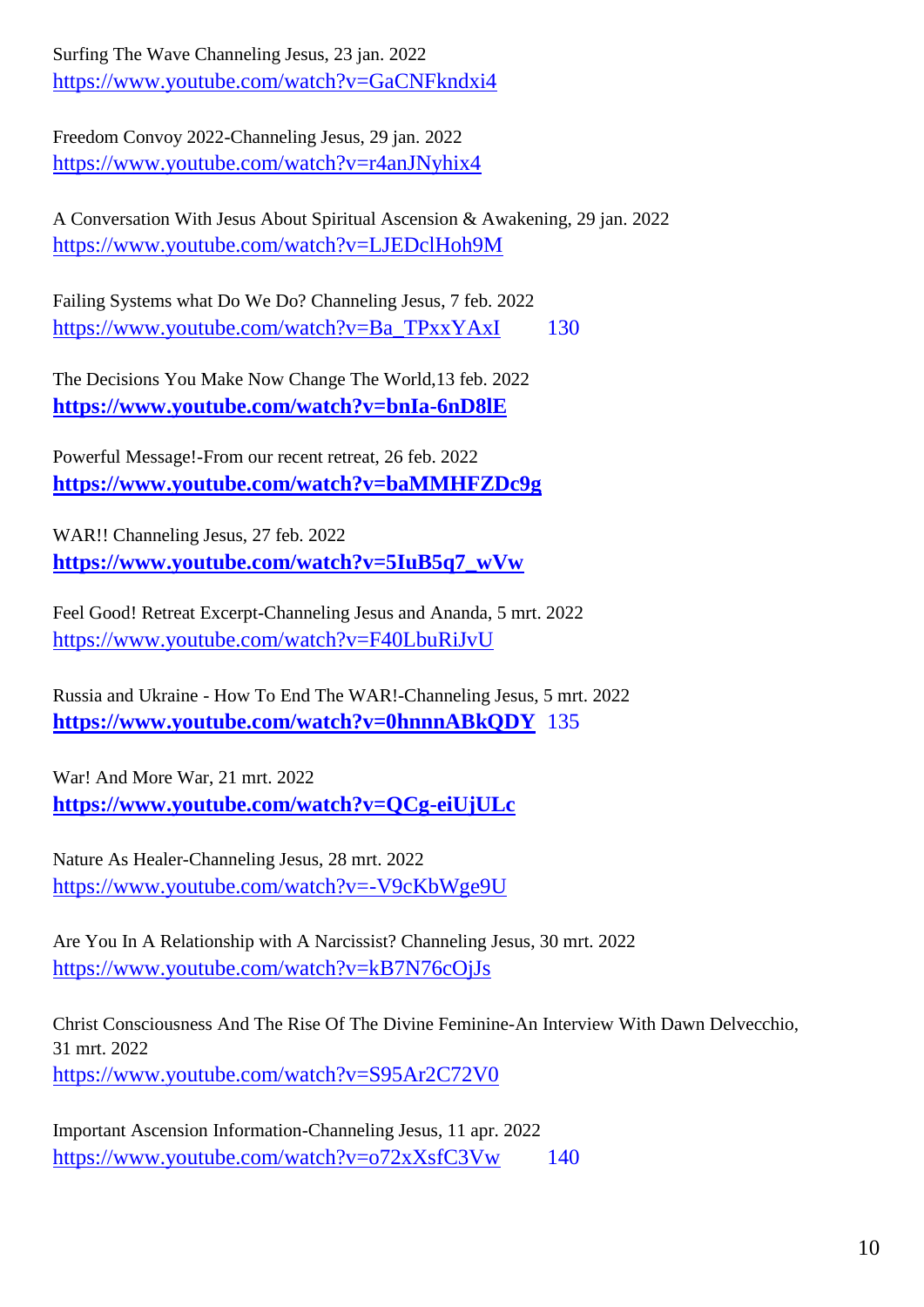Surfing The Wave Channeling Jesus, 23 jan. 2022
https://www.youtube.com/watch?v=GaCNFkndxi4

Freedom Convoy 2022-Channeling Jesus, 29 jan. 2022
https://www.youtube.com/watch?v=r4anJNyhix4

A Conversation With Jesus About Spiritual Ascension & Awakening, 29 jan. 2022
https://www.youtube.com/watch?v=LJEDclHoh9M

Failing Systems what Do We Do? Channeling Jesus, 7 feb. 2022
https://www.youtube.com/watch?v=Ba_TPxxYAxI 130

The Decisions You Make Now Change The World,13 feb. 2022
**https://www.youtube.com/watch?v=bnIa-6nD8lE**

Powerful Message!-From our recent retreat, 26 feb. 2022
**https://www.youtube.com/watch?v=baMMHFZDc9g**

WAR!! Channeling Jesus, 27 feb. 2022
**https://www.youtube.com/watch?v=5IuB5q7_wVw**

Feel Good! Retreat Excerpt-Channeling Jesus and Ananda, 5 mrt. 2022
https://www.youtube.com/watch?v=F40LbuRiJvU

Russia and Ukraine - How To End The WAR!-Channeling Jesus, 5 mrt. 2022
**https://www.youtube.com/watch?v=0hnnnABkQDY** 135

War! And More War, 21 mrt. 2022
**https://www.youtube.com/watch?v=QCg-eiUjULc**

Nature As Healer-Channeling Jesus, 28 mrt. 2022
https://www.youtube.com/watch?v=-V9cKbWge9U

Are You In A Relationship with A Narcissist? Channeling Jesus, 30 mrt. 2022
https://www.youtube.com/watch?v=kB7N76cOjJs

Christ Consciousness And The Rise Of The Divine Feminine-An Interview With Dawn Delvecchio, 31 mrt. 2022
https://www.youtube.com/watch?v=S95Ar2C72V0

Important Ascension Information-Channeling Jesus, 11 apr. 2022
https://www.youtube.com/watch?v=o72xXsfC3Vw 140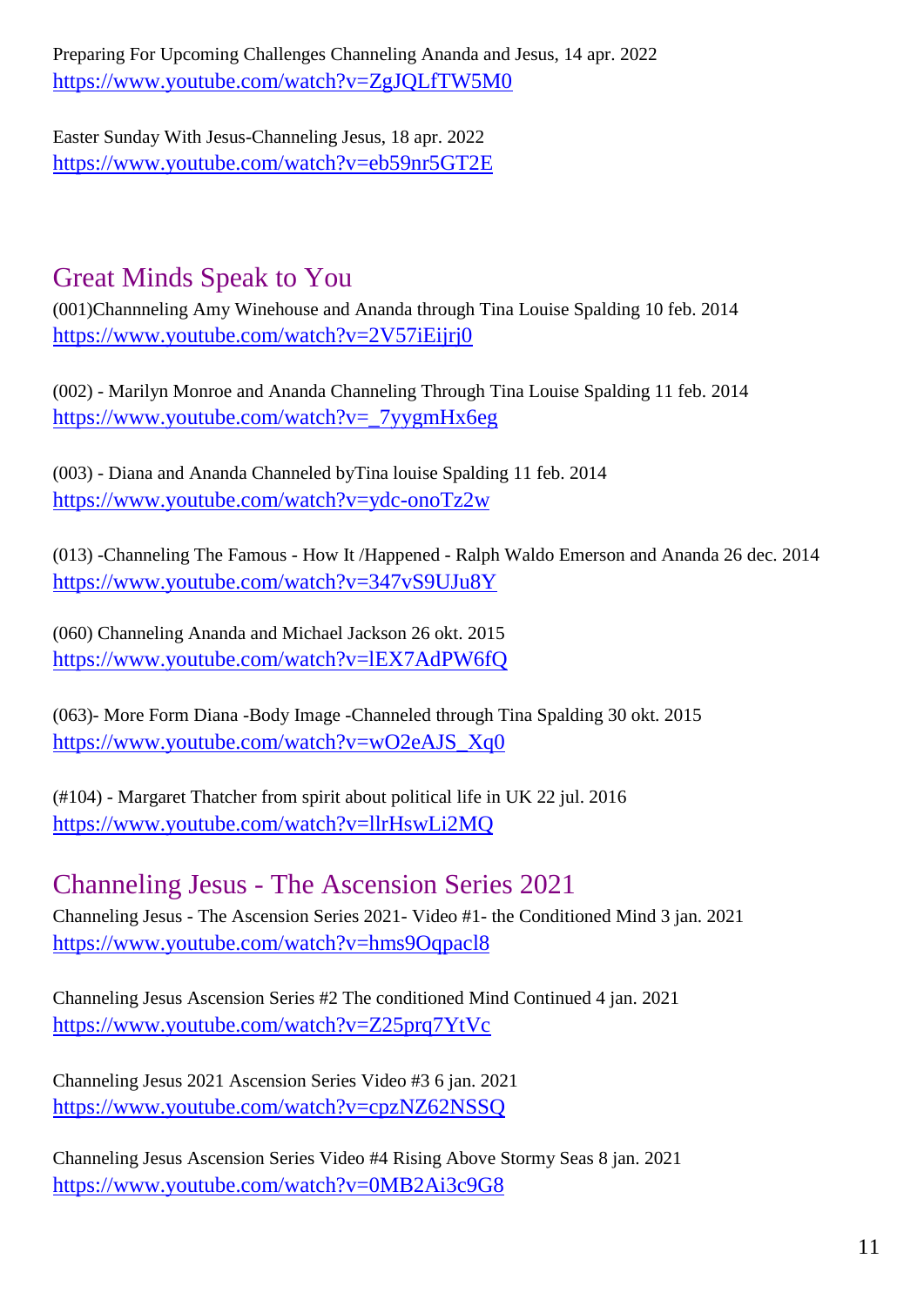Preparing For Upcoming Challenges Channeling Ananda and Jesus, 14 apr. 2022
https://www.youtube.com/watch?v=ZgJQLfTW5M0

Easter Sunday With Jesus-Channeling Jesus, 18 apr. 2022
https://www.youtube.com/watch?v=eb59nr5GT2E

## Great Minds Speak to You

(001)Channneling Amy Winehouse and Ananda through Tina Louise Spalding 10 feb. 2014
https://www.youtube.com/watch?v=2V57iEijrj0

(002) - Marilyn Monroe and Ananda Channeling Through Tina Louise Spalding 11 feb. 2014
https://www.youtube.com/watch?v=_7yygmHx6eg

(003) - Diana and Ananda Channeled byTina louise Spalding 11 feb. 2014
https://www.youtube.com/watch?v=ydc-onoTz2w

(013) -Channeling The Famous - How It /Happened - Ralph Waldo Emerson and Ananda 26 dec. 2014
https://www.youtube.com/watch?v=347vS9UJu8Y

(060) Channeling Ananda and Michael Jackson 26 okt. 2015
https://www.youtube.com/watch?v=lEX7AdPW6fQ

(063)- More Form Diana -Body Image -Channeled through Tina Spalding 30 okt. 2015
https://www.youtube.com/watch?v=wO2eAJS_Xq0

(#104) - Margaret Thatcher from spirit about political life in UK 22 jul. 2016
https://www.youtube.com/watch?v=llrHswLi2MQ

## Channeling Jesus - The Ascension Series 2021

Channeling Jesus - The Ascension Series 2021- Video #1- the Conditioned Mind 3 jan. 2021
https://www.youtube.com/watch?v=hms9Oqpacl8

Channeling Jesus Ascension Series #2 The conditioned Mind Continued 4 jan. 2021
https://www.youtube.com/watch?v=Z25prq7YtVc

Channeling Jesus 2021 Ascension Series Video #3 6 jan. 2021
https://www.youtube.com/watch?v=cpzNZ62NSSQ

Channeling Jesus Ascension Series Video #4 Rising Above Stormy Seas 8 jan. 2021
https://www.youtube.com/watch?v=0MB2Ai3c9G8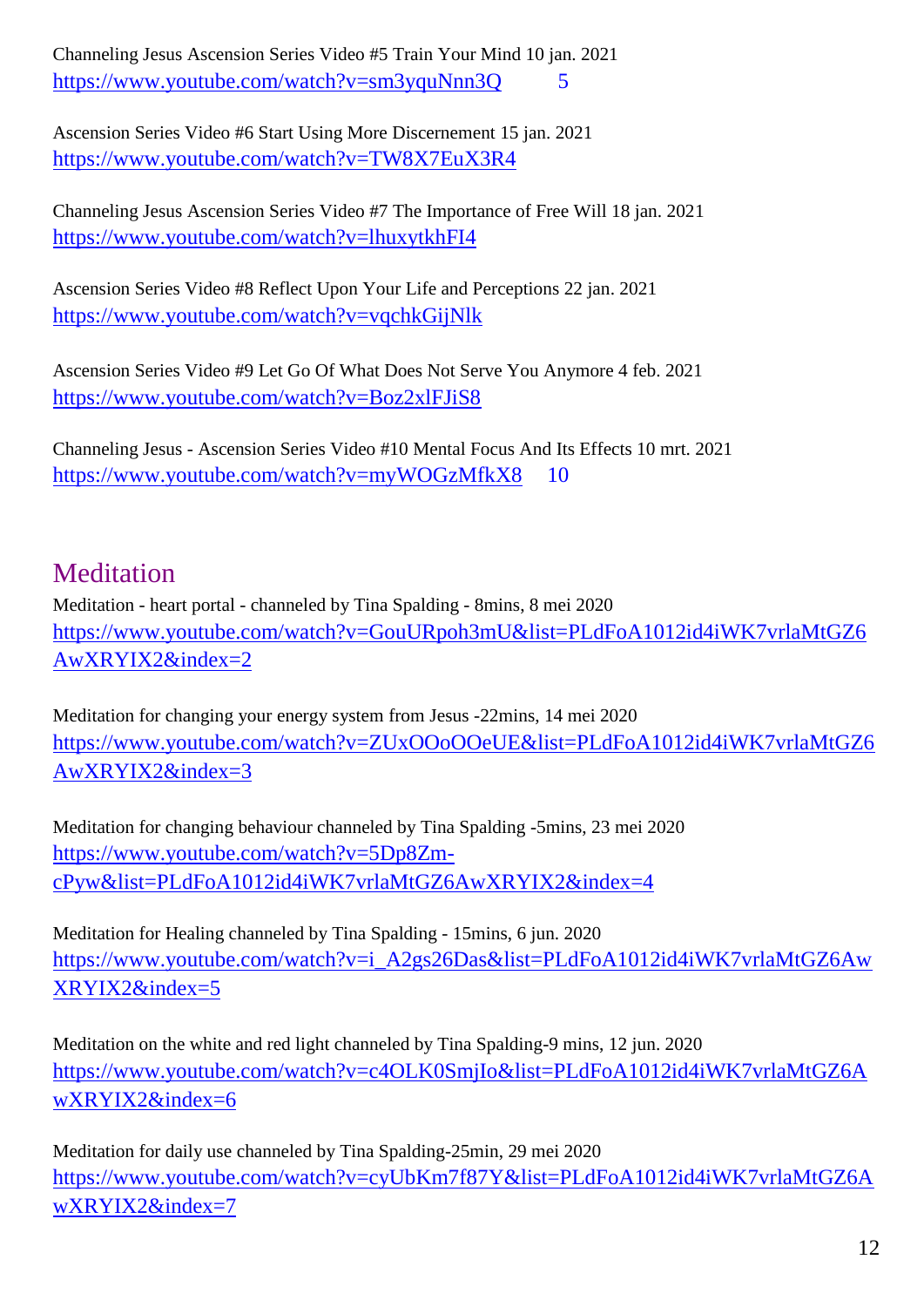Channeling Jesus Ascension Series Video #5 Train Your Mind 10 jan. 2021
https://www.youtube.com/watch?v=sm3yquNnn3Q 5

Ascension Series Video #6 Start Using More Discernement 15 jan. 2021
https://www.youtube.com/watch?v=TW8X7EuX3R4

Channeling Jesus Ascension Series Video #7 The Importance of Free Will 18 jan. 2021
https://www.youtube.com/watch?v=lhuxytkhFI4

Ascension Series Video #8 Reflect Upon Your Life and Perceptions 22 jan. 2021
https://www.youtube.com/watch?v=vqchkGijNlk

Ascension Series Video #9 Let Go Of What Does Not Serve You Anymore 4 feb. 2021
https://www.youtube.com/watch?v=Boz2xlFJiS8

Channeling Jesus - Ascension Series Video #10 Mental Focus And Its Effects 10 mrt. 2021
https://www.youtube.com/watch?v=myWOGzMfkX8 10

## Meditation

Meditation - heart portal - channeled by Tina Spalding - 8mins, 8 mei 2020
https://www.youtube.com/watch?v=GouURpoh3mU&list=PLdFoA1012id4iWK7vrlaMtGZ6AwXRYIX2&index=2

Meditation for changing your energy system from Jesus -22mins, 14 mei 2020
https://www.youtube.com/watch?v=ZUxOOoOOeUE&list=PLdFoA1012id4iWK7vrlaMtGZ6AwXRYIX2&index=3

Meditation for changing behaviour channeled by Tina Spalding -5mins, 23 mei 2020
https://www.youtube.com/watch?v=5Dp8Zm-cPyw&list=PLdFoA1012id4iWK7vrlaMtGZ6AwXRYIX2&index=4

Meditation for Healing channeled by Tina Spalding - 15mins, 6 jun. 2020
https://www.youtube.com/watch?v=i_A2gs26Das&list=PLdFoA1012id4iWK7vrlaMtGZ6AwXRYIX2&index=5

Meditation on the white and red light channeled by Tina Spalding-9 mins, 12 jun. 2020
https://www.youtube.com/watch?v=c4OLK0SmjIo&list=PLdFoA1012id4iWK7vrlaMtGZ6AwXRYIX2&index=6

Meditation for daily use channeled by Tina Spalding-25min, 29 mei 2020
https://www.youtube.com/watch?v=cyUbKm7f87Y&list=PLdFoA1012id4iWK7vrlaMtGZ6AwXRYIX2&index=7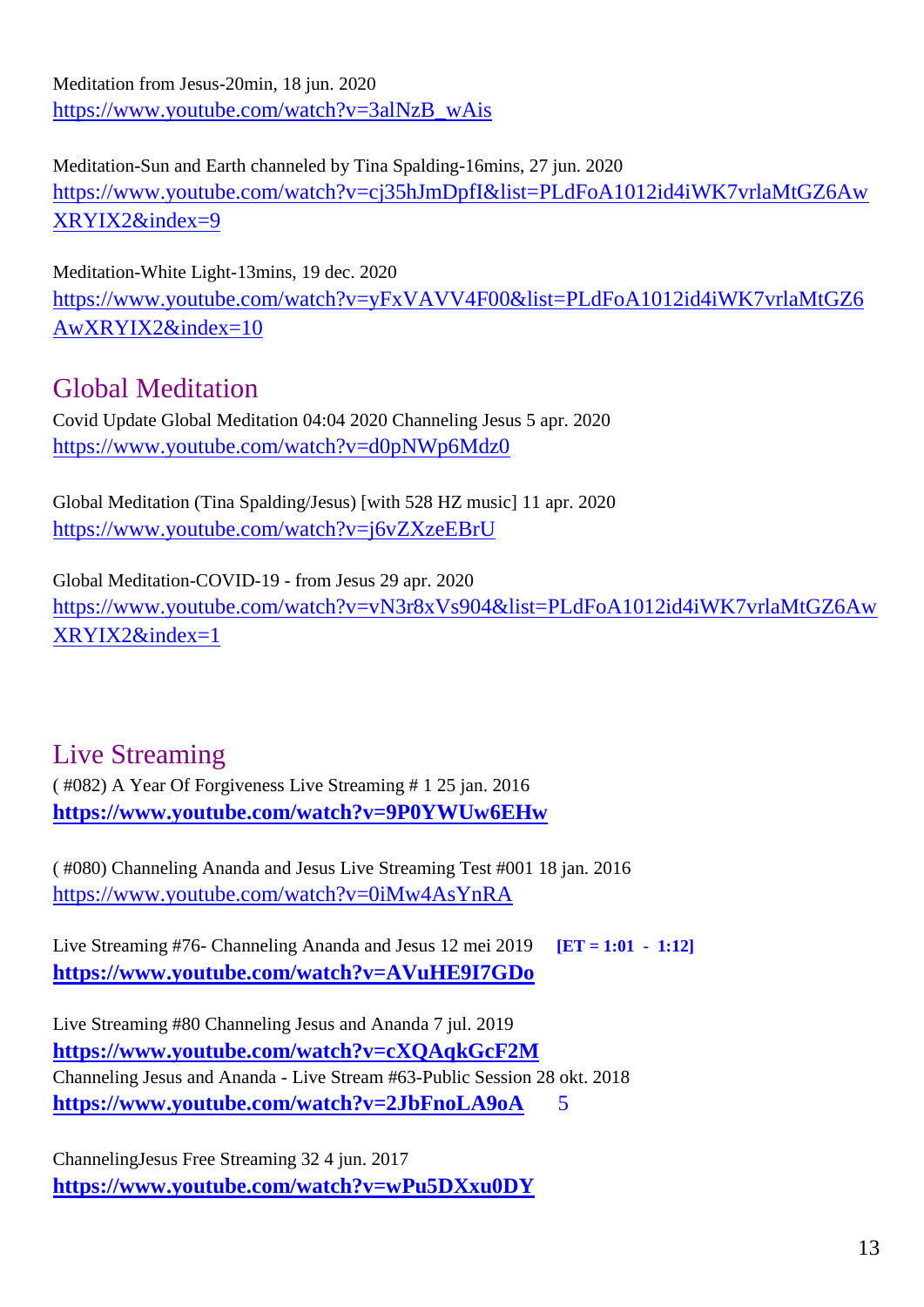Meditation from Jesus-20min, 18 jun. 2020
https://www.youtube.com/watch?v=3alNzB_wAis

Meditation-Sun and Earth channeled by Tina Spalding-16mins, 27 jun. 2020
https://www.youtube.com/watch?v=cj35hJmDpfI&list=PLdFoA1012id4iWK7vrlaMtGZ6AwXRYIX2&index=9

Meditation-White Light-13mins, 19 dec. 2020
https://www.youtube.com/watch?v=yFxVAVV4F00&list=PLdFoA1012id4iWK7vrlaMtGZ6AwXRYIX2&index=10

## Global Meditation

Covid Update Global Meditation 04:04 2020 Channeling Jesus 5 apr. 2020
https://www.youtube.com/watch?v=d0pNWp6Mdz0

Global Meditation (Tina Spalding/Jesus) [with 528 HZ music] 11 apr. 2020
https://www.youtube.com/watch?v=j6vZXzeEBrU

Global Meditation-COVID-19 - from Jesus 29 apr. 2020
https://www.youtube.com/watch?v=vN3r8xVs904&list=PLdFoA1012id4iWK7vrlaMtGZ6AwXRYIX2&index=1

## Live Streaming

( #082) A Year Of Forgiveness Live Streaming # 1 25 jan. 2016
**https://www.youtube.com/watch?v=9P0YWUw6EHw**

( #080) Channeling Ananda and Jesus Live Streaming Test #001 18 jan. 2016
https://www.youtube.com/watch?v=0iMw4AsYnRA

Live Streaming #76- Channeling Ananda and Jesus 12 mei 2019 **[ET = 1:01 - 1:12]**
**https://www.youtube.com/watch?v=AVuHE9I7GDo**

Live Streaming #80 Channeling Jesus and Ananda 7 jul. 2019
**https://www.youtube.com/watch?v=cXQAqkGcF2M**
Channeling Jesus and Ananda - Live Stream #63-Public Session 28 okt. 2018
**https://www.youtube.com/watch?v=2JbFnoLA9oA** 5

ChannelingJesus Free Streaming 32 4 jun. 2017
**https://www.youtube.com/watch?v=wPu5DXxu0DY**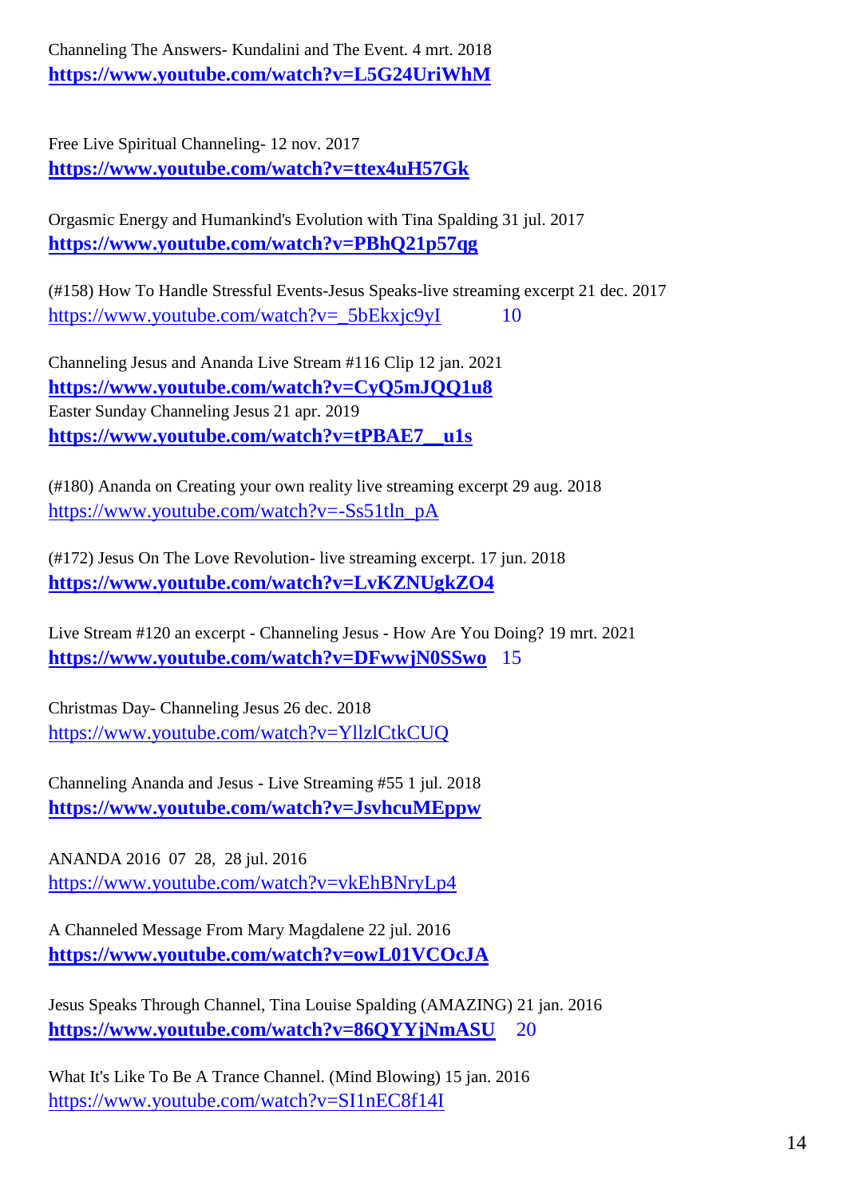Channeling The Answers- Kundalini and The Event. 4 mrt. 2018
**https://www.youtube.com/watch?v=L5G24UriWhM**

Free Live Spiritual Channeling- 12 nov. 2017
**https://www.youtube.com/watch?v=ttex4uH57Gk**

Orgasmic Energy and Humankind's Evolution with Tina Spalding 31 jul. 2017
**https://www.youtube.com/watch?v=PBhQ21p57qg**

(#158) How To Handle Stressful Events-Jesus Speaks-live streaming excerpt 21 dec. 2017
https://www.youtube.com/watch?v=_5bEkxjc9yI 10

Channeling Jesus and Ananda Live Stream #116 Clip 12 jan. 2021
**https://www.youtube.com/watch?v=CyQ5mJQQ1u8**
Easter Sunday Channeling Jesus 21 apr. 2019
**https://www.youtube.com/watch?v=tPBAE7__u1s**

(#180) Ananda on Creating your own reality live streaming excerpt 29 aug. 2018
https://www.youtube.com/watch?v=-Ss51tln_pA

(#172) Jesus On The Love Revolution- live streaming excerpt. 17 jun. 2018
**https://www.youtube.com/watch?v=LvKZNUgkZO4**

Live Stream #120 an excerpt - Channeling Jesus - How Are You Doing? 19 mrt. 2021
**https://www.youtube.com/watch?v=DFwwjN0SSwo** 15

Christmas Day- Channeling Jesus 26 dec. 2018
https://www.youtube.com/watch?v=YllzlCtkCUQ

Channeling Ananda and Jesus - Live Streaming #55 1 jul. 2018
**https://www.youtube.com/watch?v=JsvhcuMEppw**

ANANDA 2016 07 28, 28 jul. 2016
https://www.youtube.com/watch?v=vkEhBNryLp4

A Channeled Message From Mary Magdalene 22 jul. 2016
**https://www.youtube.com/watch?v=owL01VCOcJA**

Jesus Speaks Through Channel, Tina Louise Spalding (AMAZING) 21 jan. 2016
**https://www.youtube.com/watch?v=86QYYjNmASU** 20

What It's Like To Be A Trance Channel. (Mind Blowing) 15 jan. 2016
https://www.youtube.com/watch?v=SI1nEC8f14I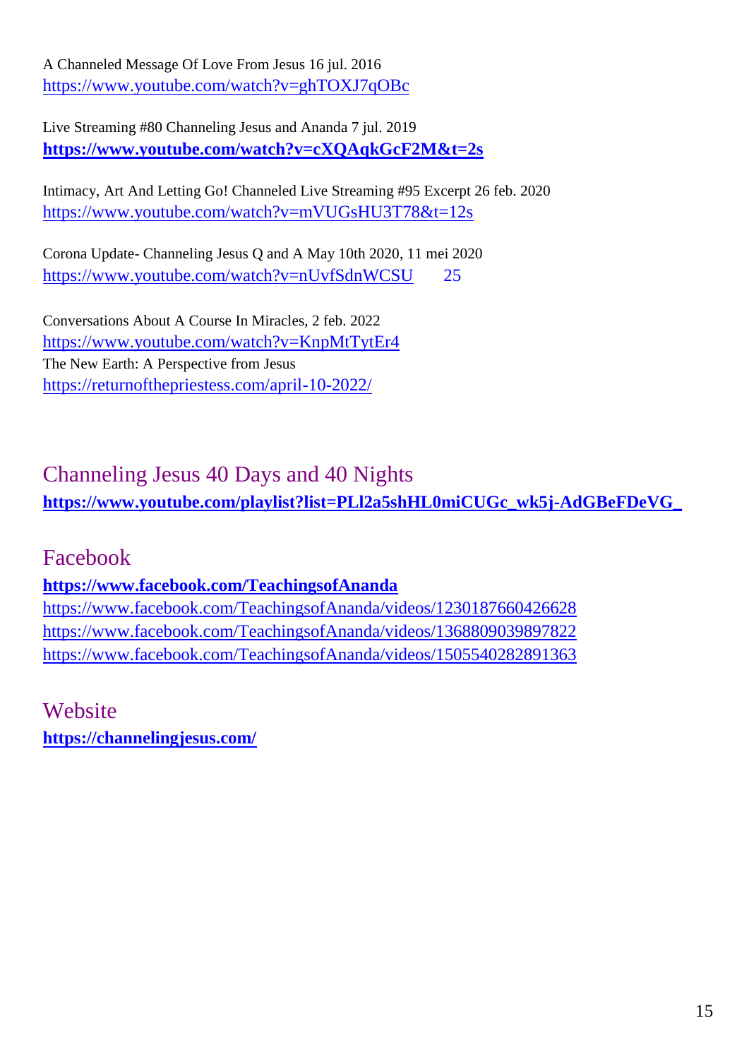A Channeled Message Of Love From Jesus 16 jul. 2016
https://www.youtube.com/watch?v=ghTOXJ7qOBc

Live Streaming #80 Channeling Jesus and Ananda 7 jul. 2019
**https://www.youtube.com/watch?v=cXQAqkGcF2M&t=2s**

Intimacy, Art And Letting Go! Channeled Live Streaming #95 Excerpt 26 feb. 2020
https://www.youtube.com/watch?v=mVUGsHU3T78&t=12s

Corona Update- Channeling Jesus Q and A May 10th 2020, 11 mei 2020
https://www.youtube.com/watch?v=nUvfSdnWCSU 25

Conversations About A Course In Miracles, 2 feb. 2022
https://www.youtube.com/watch?v=KnpMtTytEr4
The New Earth: A Perspective from Jesus
https://returnofthepriestess.com/april-10-2022/

## Channeling Jesus 40 Days and 40 Nights

**https://www.youtube.com/playlist?list=PLl2a5shHL0miCUGc_wk5j-AdGBeFDeVG_**

## Facebook

**https://www.facebook.com/TeachingsofAnanda**
https://www.facebook.com/TeachingsofAnanda/videos/1230187660426628
https://www.facebook.com/TeachingsofAnanda/videos/1368809039897822
https://www.facebook.com/TeachingsofAnanda/videos/1505540282891363

## Website

**https://channelingjesus.com/**